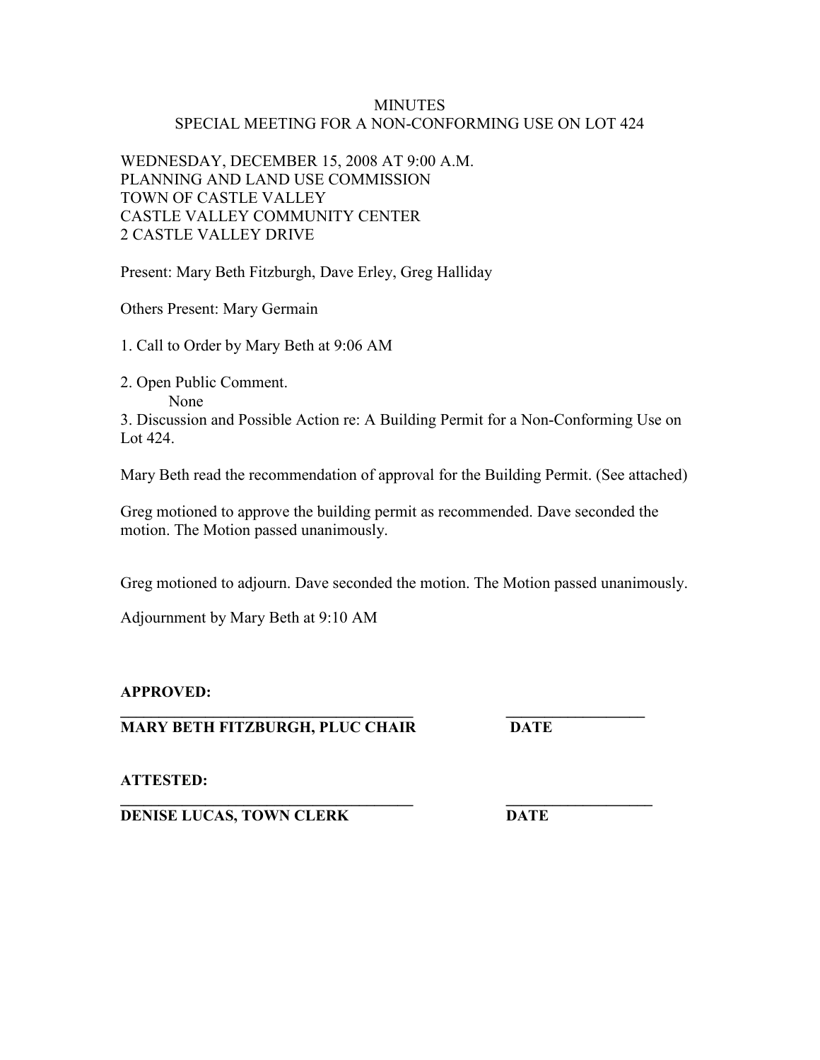# MINUTES
## SPECIAL MEETING FOR A NON-CONFORMING USE ON LOT 424

WEDNESDAY, DECEMBER 15, 2008 AT 9:00 A.M.
PLANNING AND LAND USE COMMISSION
TOWN OF CASTLE VALLEY
CASTLE VALLEY COMMUNITY CENTER
2 CASTLE VALLEY DRIVE

Present: Mary Beth Fitzburgh, Dave Erley, Greg Halliday

Others Present: Mary Germain

1. Call to Order by Mary Beth at 9:06 AM

2. Open Public Comment.
   None

3. Discussion and Possible Action re: A Building Permit for a Non-Conforming Use on Lot 424.

Mary Beth read the recommendation of approval for the Building Permit. (See attached)

Greg motioned to approve the building permit as recommended. Dave seconded the motion. The Motion passed unanimously.

Greg motioned to adjourn. Dave seconded the motion. The Motion passed unanimously.

Adjournment by Mary Beth at 9:10 AM

**APPROVED:**

**______________________________________ ________________**
**MARY BETH FITZBURGH, PLUC CHAIR DATE**

**ATTESTED:**

**______________________________________ ________________**
**DENISE LUCAS, TOWN CLERK DATE**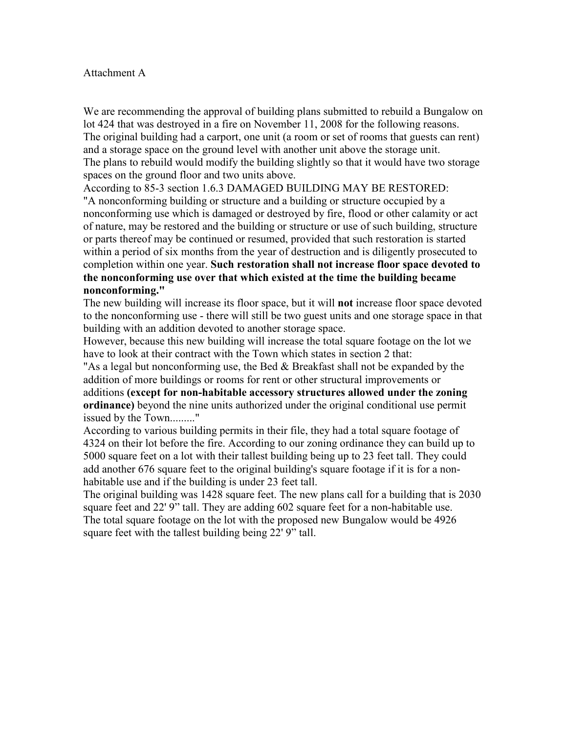Attachment A

We are recommending the approval of building plans submitted to rebuild a Bungalow on lot 424 that was destroyed in a fire on November 11, 2008 for the following reasons.

The original building had a carport, one unit (a room or set of rooms that guests can rent) and a storage space on the ground level with another unit above the storage unit.

The plans to rebuild would modify the building slightly so that it would have two storage spaces on the ground floor and two units above.

According to 85-3 section 1.6.3 DAMAGED BUILDING MAY BE RESTORED:

"A nonconforming building or structure and a building or structure occupied by a nonconforming use which is damaged or destroyed by fire, flood or other calamity or act of nature, may be restored and the building or structure or use of such building, structure or parts thereof may be continued or resumed, provided that such restoration is started within a period of six months from the year of destruction and is diligently prosecuted to completion within one year. **Such restoration shall not increase floor space devoted to the nonconforming use over that which existed at the time the building became nonconforming."**

The new building will increase its floor space, but it will **not** increase floor space devoted to the nonconforming use - there will still be two guest units and one storage space in that building with an addition devoted to another storage space.

However, because this new building will increase the total square footage on the lot we have to look at their contract with the Town which states in section 2 that:

"As a legal but nonconforming use, the Bed & Breakfast shall not be expanded by the addition of more buildings or rooms for rent or other structural improvements or additions **(except for non-habitable accessory structures allowed under the zoning ordinance)** beyond the nine units authorized under the original conditional use permit issued by the Town........."

According to various building permits in their file, they had a total square footage of 4324 on their lot before the fire. According to our zoning ordinance they can build up to 5000 square feet on a lot with their tallest building being up to 23 feet tall. They could add another 676 square feet to the original building's square footage if it is for a non-habitable use and if the building is under 23 feet tall.

The original building was 1428 square feet. The new plans call for a building that is 2030 square feet and 22' 9" tall. They are adding 602 square feet for a non-habitable use. The total square footage on the lot with the proposed new Bungalow would be 4926 square feet with the tallest building being 22' 9" tall.